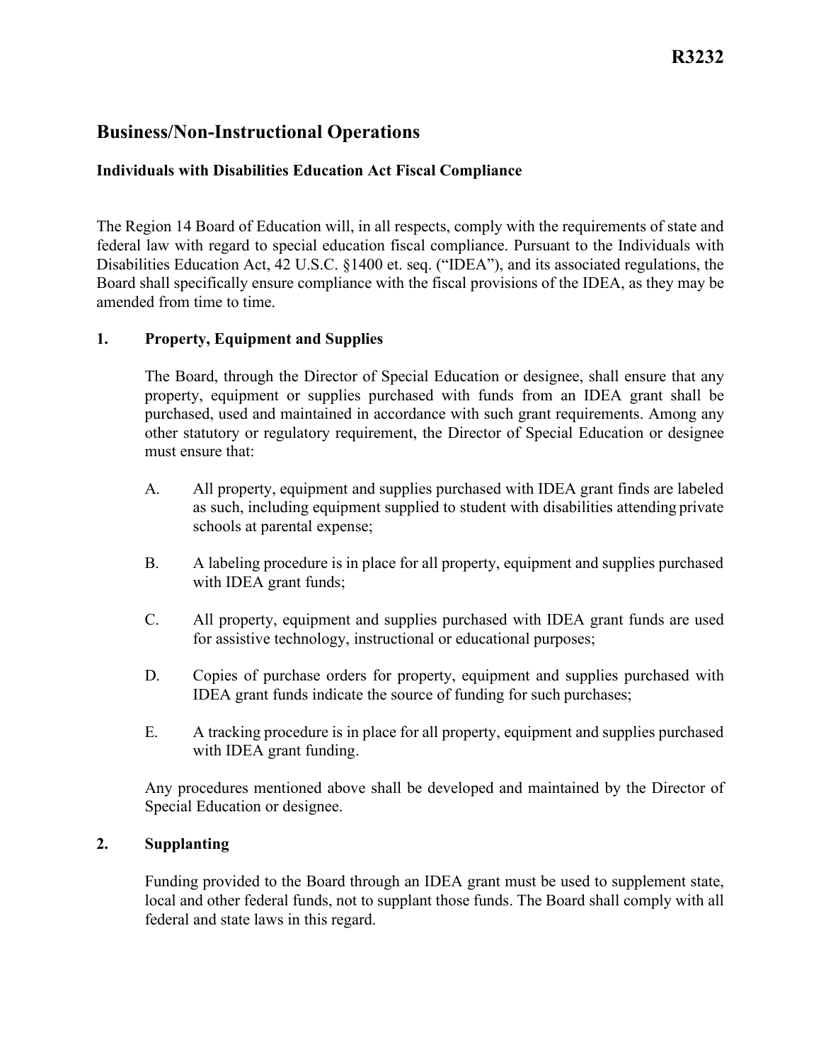R3232

# Business/Non-Instructional Operations

## Individuals with Disabilities Education Act Fiscal Compliance

The Region 14 Board of Education will, in all respects, comply with the requirements of state and federal law with regard to special education fiscal compliance. Pursuant to the Individuals with Disabilities Education Act, 42 U.S.C. §1400 et. seq. ("IDEA"), and its associated regulations, the Board shall specifically ensure compliance with the fiscal provisions of the IDEA, as they may be amended from time to time.

### 1. Property, Equipment and Supplies

The Board, through the Director of Special Education or designee, shall ensure that any property, equipment or supplies purchased with funds from an IDEA grant shall be purchased, used and maintained in accordance with such grant requirements. Among any other statutory or regulatory requirement, the Director of Special Education or designee must ensure that:

A. All property, equipment and supplies purchased with IDEA grant finds are labeled as such, including equipment supplied to student with disabilities attending private schools at parental expense;

B. A labeling procedure is in place for all property, equipment and supplies purchased with IDEA grant funds;

C. All property, equipment and supplies purchased with IDEA grant funds are used for assistive technology, instructional or educational purposes;

D. Copies of purchase orders for property, equipment and supplies purchased with IDEA grant funds indicate the source of funding for such purchases;

E. A tracking procedure is in place for all property, equipment and supplies purchased with IDEA grant funding.

Any procedures mentioned above shall be developed and maintained by the Director of Special Education or designee.

### 2. Supplanting

Funding provided to the Board through an IDEA grant must be used to supplement state, local and other federal funds, not to supplant those funds. The Board shall comply with all federal and state laws in this regard.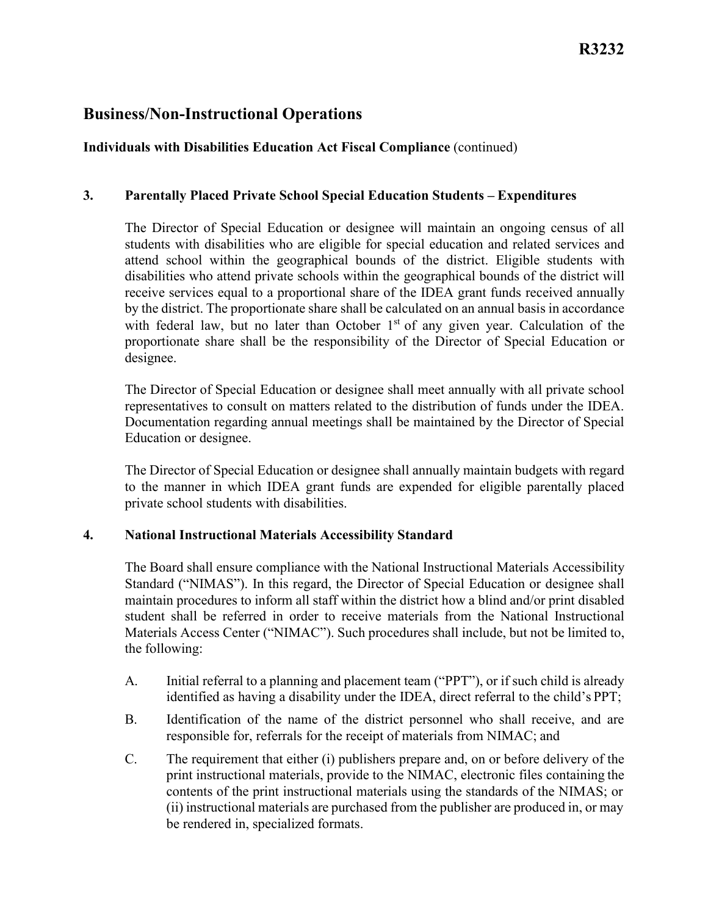## Business/Non-Instructional Operations

**Individuals with Disabilities Education Act Fiscal Compliance** (continued)

### 3. Parentally Placed Private School Special Education Students – Expenditures

The Director of Special Education or designee will maintain an ongoing census of all students with disabilities who are eligible for special education and related services and attend school within the geographical bounds of the district. Eligible students with disabilities who attend private schools within the geographical bounds of the district will receive services equal to a proportional share of the IDEA grant funds received annually by the district. The proportionate share shall be calculated on an annual basis in accordance with federal law, but no later than October 1st of any given year. Calculation of the proportionate share shall be the responsibility of the Director of Special Education or designee.

The Director of Special Education or designee shall meet annually with all private school representatives to consult on matters related to the distribution of funds under the IDEA. Documentation regarding annual meetings shall be maintained by the Director of Special Education or designee.

The Director of Special Education or designee shall annually maintain budgets with regard to the manner in which IDEA grant funds are expended for eligible parentally placed private school students with disabilities.

### 4. National Instructional Materials Accessibility Standard

The Board shall ensure compliance with the National Instructional Materials Accessibility Standard ("NIMAS"). In this regard, the Director of Special Education or designee shall maintain procedures to inform all staff within the district how a blind and/or print disabled student shall be referred in order to receive materials from the National Instructional Materials Access Center ("NIMAC"). Such procedures shall include, but not be limited to, the following:

A. Initial referral to a planning and placement team ("PPT"), or if such child is already identified as having a disability under the IDEA, direct referral to the child's PPT;

B. Identification of the name of the district personnel who shall receive, and are responsible for, referrals for the receipt of materials from NIMAC; and

C. The requirement that either (i) publishers prepare and, on or before delivery of the print instructional materials, provide to the NIMAC, electronic files containing the contents of the print instructional materials using the standards of the NIMAS; or (ii) instructional materials are purchased from the publisher are produced in, or may be rendered in, specialized formats.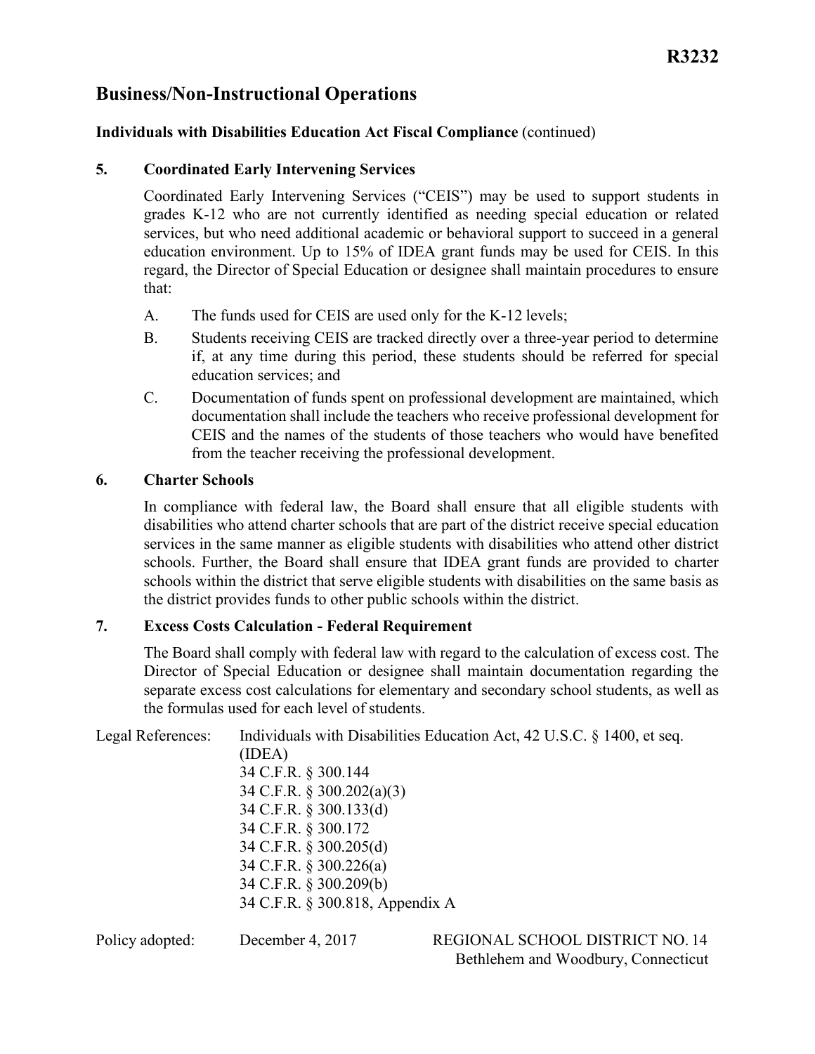## Business/Non-Instructional Operations

**Individuals with Disabilities Education Act Fiscal Compliance** (continued)

**5. Coordinated Early Intervening Services**

Coordinated Early Intervening Services ("CEIS") may be used to support students in grades K-12 who are not currently identified as needing special education or related services, but who need additional academic or behavioral support to succeed in a general education environment. Up to 15% of IDEA grant funds may be used for CEIS. In this regard, the Director of Special Education or designee shall maintain procedures to ensure that:

A. The funds used for CEIS are used only for the K-12 levels;

B. Students receiving CEIS are tracked directly over a three-year period to determine if, at any time during this period, these students should be referred for special education services; and

C. Documentation of funds spent on professional development are maintained, which documentation shall include the teachers who receive professional development for CEIS and the names of the students of those teachers who would have benefited from the teacher receiving the professional development.

**6. Charter Schools**

In compliance with federal law, the Board shall ensure that all eligible students with disabilities who attend charter schools that are part of the district receive special education services in the same manner as eligible students with disabilities who attend other district schools. Further, the Board shall ensure that IDEA grant funds are provided to charter schools within the district that serve eligible students with disabilities on the same basis as the district provides funds to other public schools within the district.

**7. Excess Costs Calculation - Federal Requirement**

The Board shall comply with federal law with regard to the calculation of excess cost. The Director of Special Education or designee shall maintain documentation regarding the separate excess cost calculations for elementary and secondary school students, as well as the formulas used for each level of students.

Legal References: Individuals with Disabilities Education Act, 42 U.S.C. § 1400, et seq. (IDEA)
34 C.F.R. § 300.144
34 C.F.R. § 300.202(a)(3)
34 C.F.R. § 300.133(d)
34 C.F.R. § 300.172
34 C.F.R. § 300.205(d)
34 C.F.R. § 300.226(a)
34 C.F.R. § 300.209(b)
34 C.F.R. § 300.818, Appendix A

Policy adopted: December 4, 2017

REGIONAL SCHOOL DISTRICT NO. 14
Bethlehem and Woodbury, Connecticut